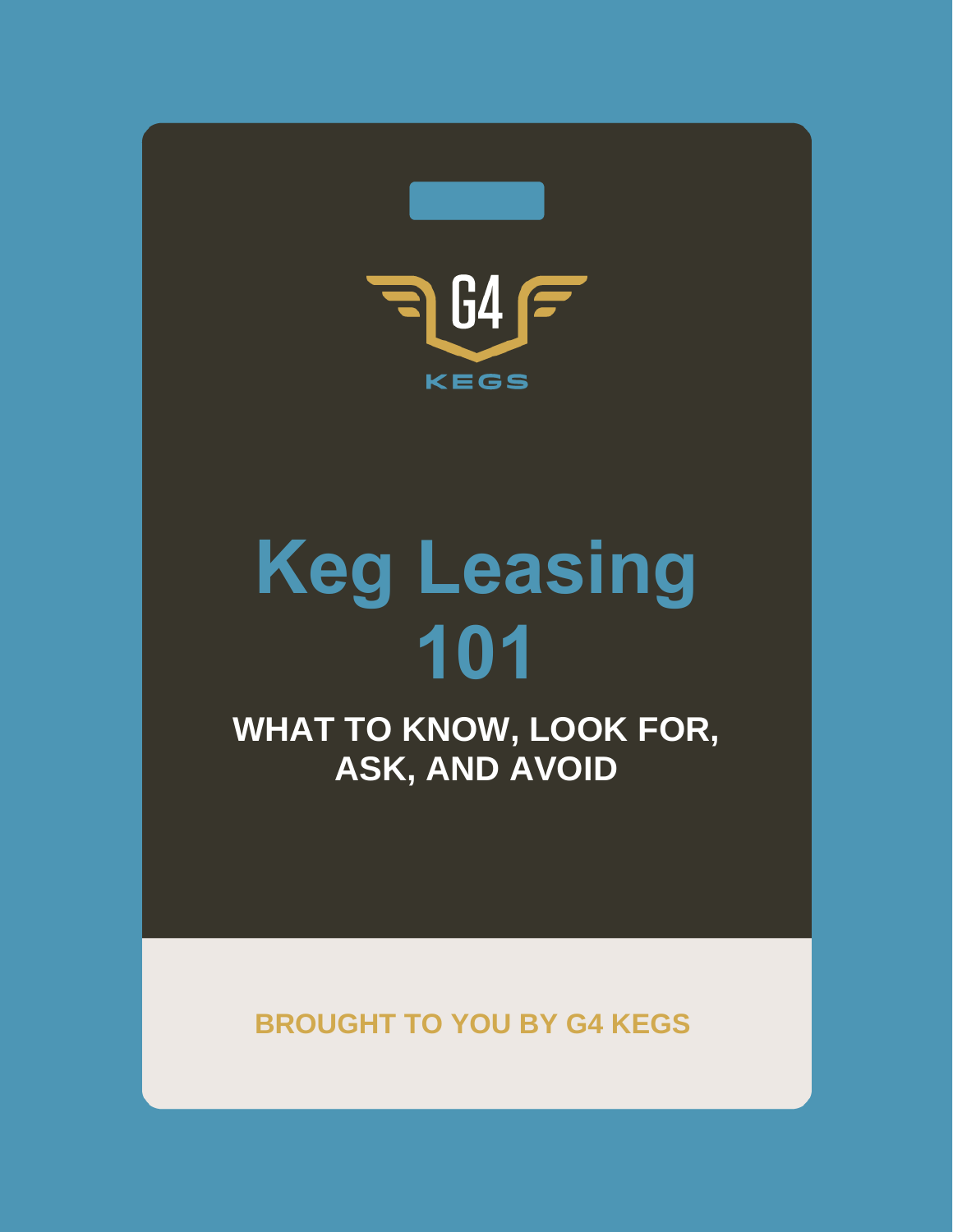G4

KEGS

# Keg Leasing 101

## WHAT TO KNOW, LOOK FOR, ASK, AND AVOID

BROUGHT TO YOU BY G4 KEGS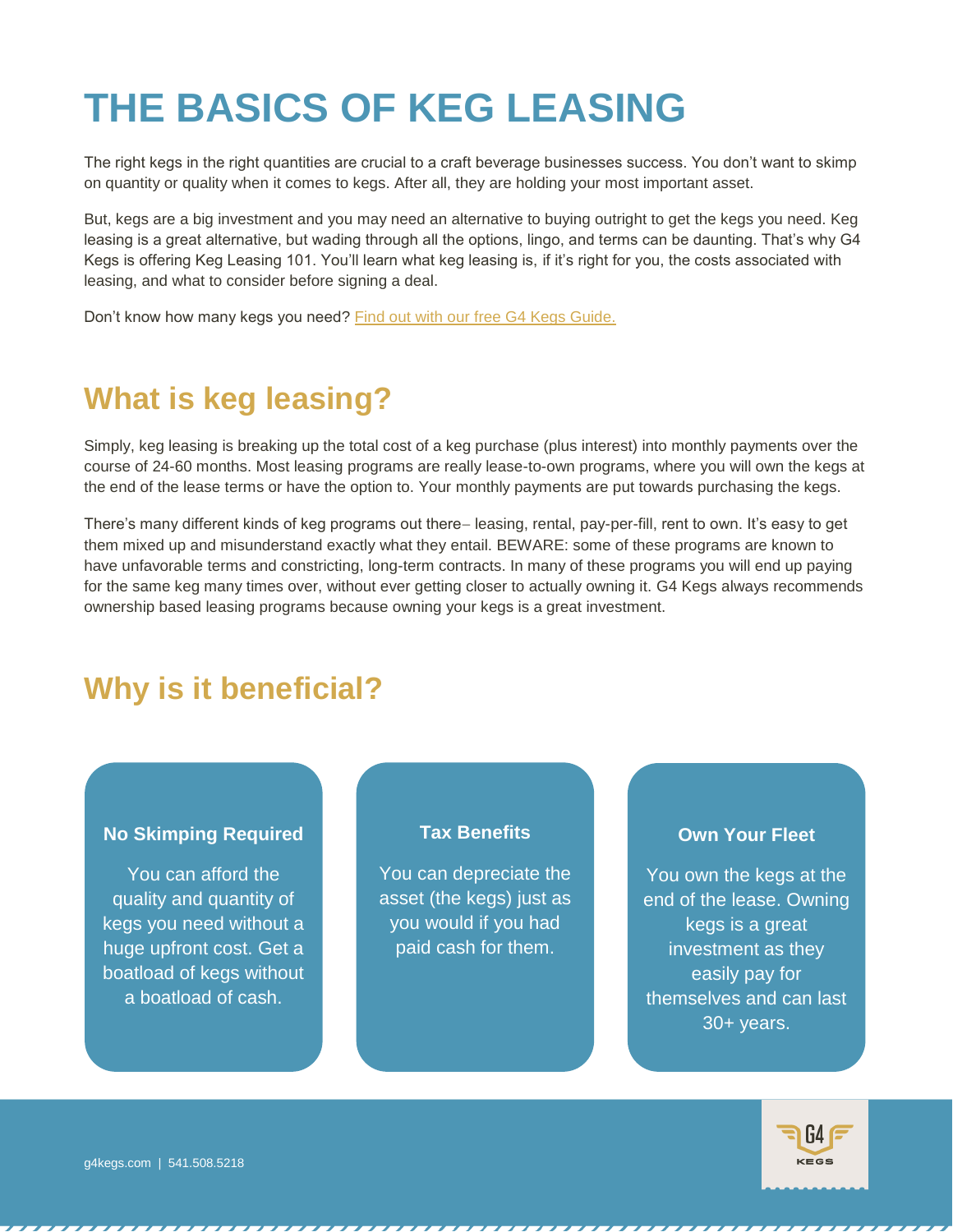# THE BASICS OF KEG LEASING

The right kegs in the right quantities are crucial to a craft beverage businesses success. You don't want to skimp on quantity or quality when it comes to kegs. After all, they are holding your most important asset.

But, kegs are a big investment and you may need an alternative to buying outright to get the kegs you need. Keg leasing is a great alternative, but wading through all the options, lingo, and terms can be daunting. That's why G4 Kegs is offering Keg Leasing 101. You'll learn what keg leasing is, if it's right for you, the costs associated with leasing, and what to consider before signing a deal.

Don't know how many kegs you need? Find out with our free G4 Kegs Guide.

## What is keg leasing?

Simply, keg leasing is breaking up the total cost of a keg purchase (plus interest) into monthly payments over the course of 24-60 months. Most leasing programs are really lease-to-own programs, where you will own the kegs at the end of the lease terms or have the option to. Your monthly payments are put towards purchasing the kegs.

There's many different kinds of keg programs out there– leasing, rental, pay-per-fill, rent to own. It's easy to get them mixed up and misunderstand exactly what they entail. BEWARE: some of these programs are known to have unfavorable terms and constricting, long-term contracts. In many of these programs you will end up paying for the same keg many times over, without ever getting closer to actually owning it. G4 Kegs always recommends ownership based leasing programs because owning your kegs is a great investment.

## Why is it beneficial?

**No Skimping Required**

You can afford the quality and quantity of kegs you need without a huge upfront cost. Get a boatload of kegs without a boatload of cash.

**Tax Benefits**

You can depreciate the asset (the kegs) just as you would if you had paid cash for them.

**Own Your Fleet**

You own the kegs at the end of the lease. Owning kegs is a great investment as they easily pay for themselves and can last 30+ years.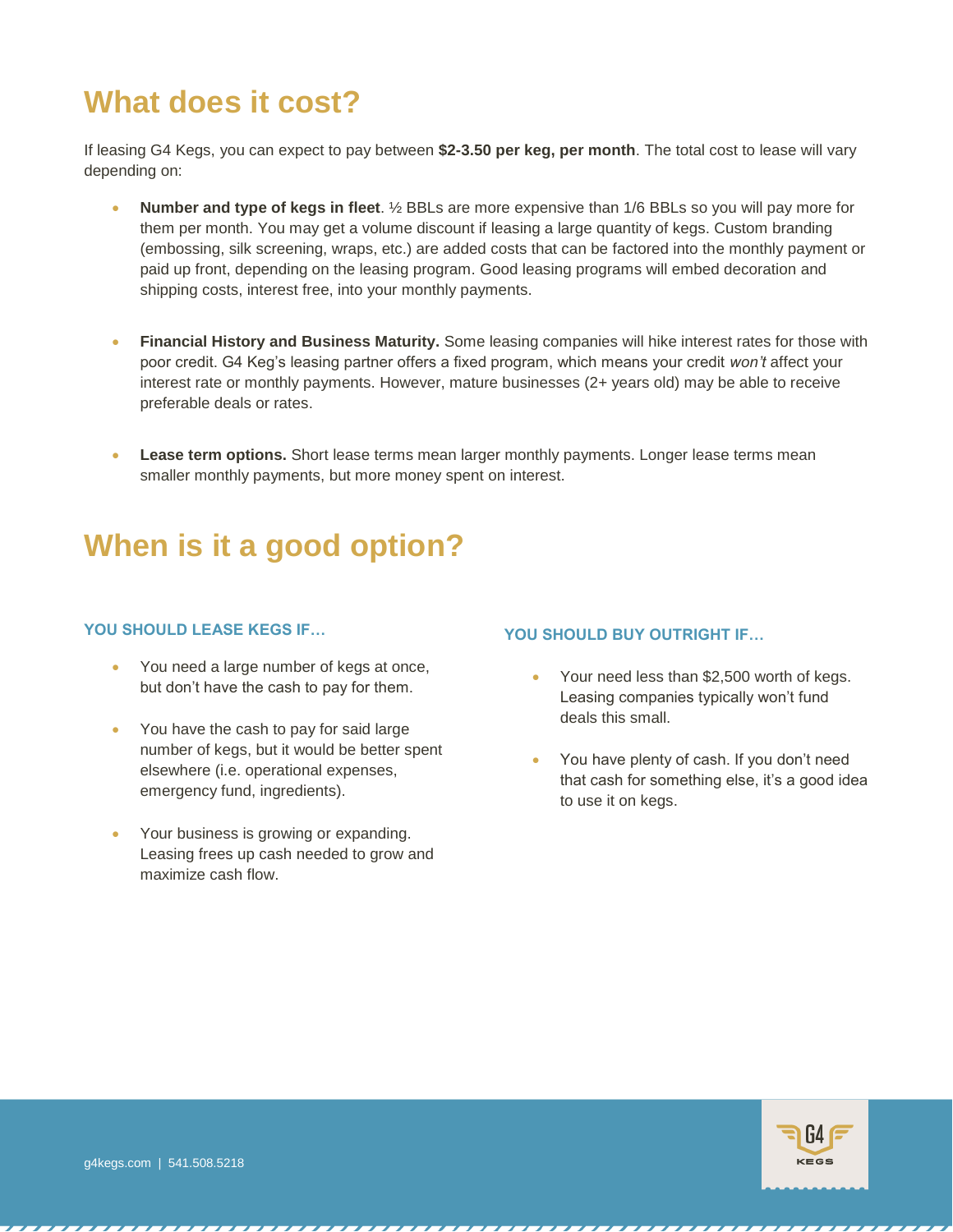## What does it cost?

If leasing G4 Kegs, you can expect to pay between **$2-3.50 per keg, per month**. The total cost to lease will vary depending on:

- **Number and type of kegs in fleet**. ½ BBLs are more expensive than 1/6 BBLs so you will pay more for them per month. You may get a volume discount if leasing a large quantity of kegs. Custom branding (embossing, silk screening, wraps, etc.) are added costs that can be factored into the monthly payment or paid up front, depending on the leasing program. Good leasing programs will embed decoration and shipping costs, interest free, into your monthly payments.

- **Financial History and Business Maturity.** Some leasing companies will hike interest rates for those with poor credit. G4 Keg's leasing partner offers a fixed program, which means your credit *won't* affect your interest rate or monthly payments. However, mature businesses (2+ years old) may be able to receive preferable deals or rates.

- **Lease term options.** Short lease terms mean larger monthly payments. Longer lease terms mean smaller monthly payments, but more money spent on interest.

## When is it a good option?

### YOU SHOULD LEASE KEGS IF…

- You need a large number of kegs at once, but don't have the cash to pay for them.

- You have the cash to pay for said large number of kegs, but it would be better spent elsewhere (i.e. operational expenses, emergency fund, ingredients).

- Your business is growing or expanding. Leasing frees up cash needed to grow and maximize cash flow.

### YOU SHOULD BUY OUTRIGHT IF…

- Your need less than $2,500 worth of kegs. Leasing companies typically won't fund deals this small.

- You have plenty of cash. If you don't need that cash for something else, it's a good idea to use it on kegs.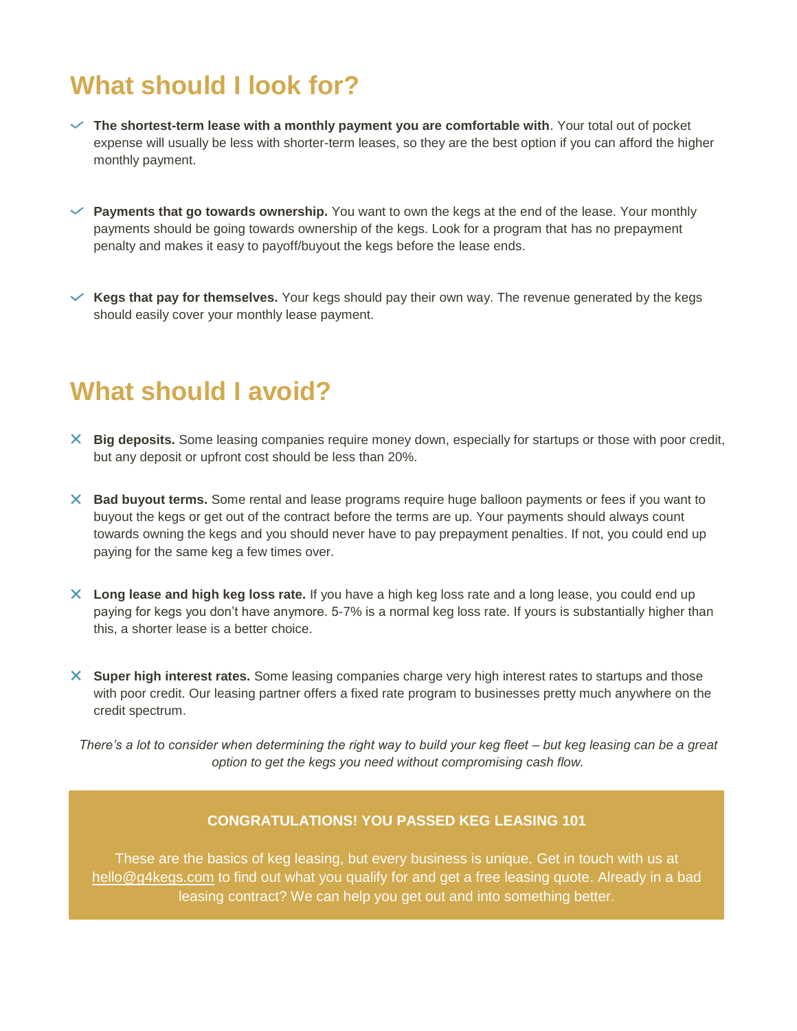## What should I look for?

- ✓ **The shortest-term lease with a monthly payment you are comfortable with**. Your total out of pocket expense will usually be less with shorter-term leases, so they are the best option if you can afford the higher monthly payment.

- ✓ **Payments that go towards ownership.** You want to own the kegs at the end of the lease. Your monthly payments should be going towards ownership of the kegs. Look for a program that has no prepayment penalty and makes it easy to payoff/buyout the kegs before the lease ends.

- ✓ **Kegs that pay for themselves.** Your kegs should pay their own way. The revenue generated by the kegs should easily cover your monthly lease payment.

## What should I avoid?

- ✕ **Big deposits.** Some leasing companies require money down, especially for startups or those with poor credit, but any deposit or upfront cost should be less than 20%.

- ✕ **Bad buyout terms.** Some rental and lease programs require huge balloon payments or fees if you want to buyout the kegs or get out of the contract before the terms are up. Your payments should always count towards owning the kegs and you should never have to pay prepayment penalties. If not, you could end up paying for the same keg a few times over.

- ✕ **Long lease and high keg loss rate.** If you have a high keg loss rate and a long lease, you could end up paying for kegs you don't have anymore. 5-7% is a normal keg loss rate. If yours is substantially higher than this, a shorter lease is a better choice.

- ✕ **Super high interest rates.** Some leasing companies charge very high interest rates to startups and those with poor credit. Our leasing partner offers a fixed rate program to businesses pretty much anywhere on the credit spectrum.

*There's a lot to consider when determining the right way to build your keg fleet – but keg leasing can be a great option to get the kegs you need without compromising cash flow.*

**CONGRATULATIONS! YOU PASSED KEG LEASING 101**

These are the basics of keg leasing, but every business is unique. Get in touch with us at hello@g4kegs.com to find out what you qualify for and get a free leasing quote. Already in a bad leasing contract? We can help you get out and into something better.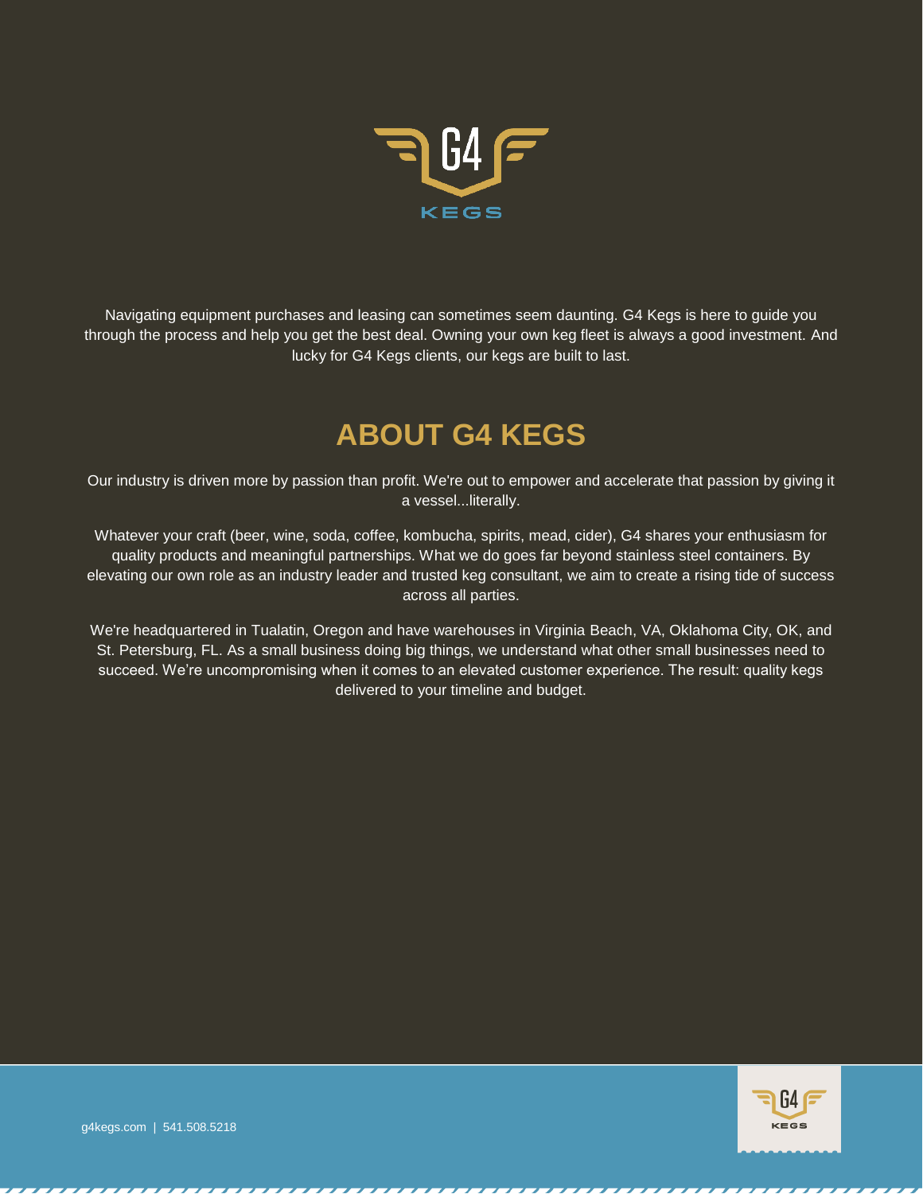Navigating equipment purchases and leasing can sometimes seem daunting. G4 Kegs is here to guide you through the process and help you get the best deal. Owning your own keg fleet is always a good investment. And lucky for G4 Kegs clients, our kegs are built to last.

## ABOUT G4 KEGS

Our industry is driven more by passion than profit. We're out to empower and accelerate that passion by giving it a vessel...literally.

Whatever your craft (beer, wine, soda, coffee, kombucha, spirits, mead, cider), G4 shares your enthusiasm for quality products and meaningful partnerships. What we do goes far beyond stainless steel containers. By elevating our own role as an industry leader and trusted keg consultant, we aim to create a rising tide of success across all parties.

We're headquartered in Tualatin, Oregon and have warehouses in Virginia Beach, VA, Oklahoma City, OK, and St. Petersburg, FL. As a small business doing big things, we understand what other small businesses need to succeed. We're uncompromising when it comes to an elevated customer experience. The result: quality kegs delivered to your timeline and budget.

g4kegs.com | 541.508.5218